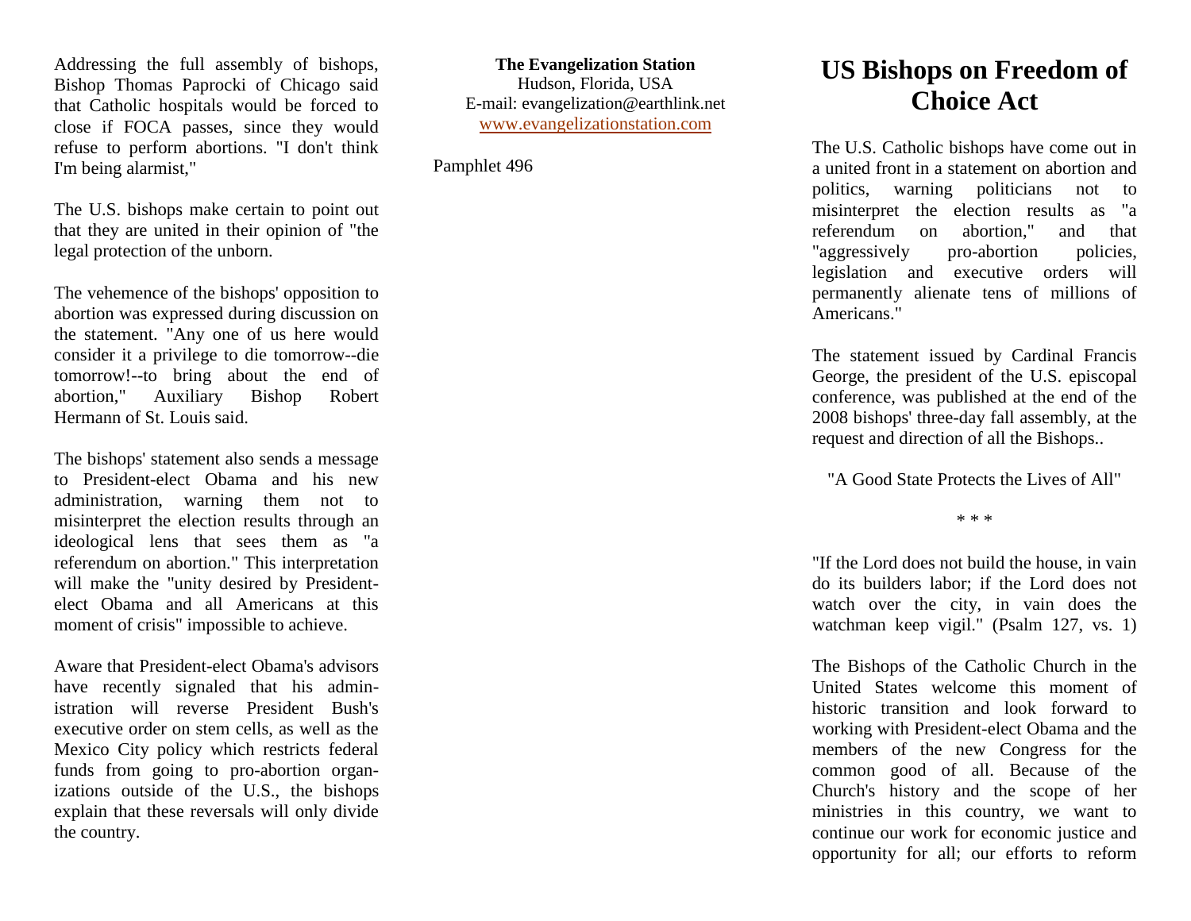Addressing the full assembly of bishops, Bishop Thomas Paprocki of Chicago said that Catholic hospitals would be forced to close if FOCA passes, since they would refuse to perform abortions. "I don't think I'm being alarmist,"

The U.S. bishops make certain to point out that they are united in their opinion of "the legal protection of the unborn.

The vehemence of the bishops' opposition to abortion was expressed during discussion on the statement. "Any one of us here would consider it a privilege to die tomorrow--die tomorrow!--to bring about the end of abortion," Auxiliary Bishop Robert Hermann of St. Louis said.

The bishops' statement also sends a message to President-elect Obama and his new administration, warning them not to misinterpret the election results through an ideological lens that sees them as "a referendum on abortion." This interpretation will make the "unity desired by President-elect Obama and all Americans at this moment of crisis" impossible to achieve.

Aware that President-elect Obama's advisors have recently signaled that his administration will reverse President Bush's executive order on stem cells, as well as the Mexico City policy which restricts federal funds from going to pro-abortion organizations outside of the U.S., the bishops explain that these reversals will only divide the country.

**The Evangelization Station**
Hudson, Florida, USA
E-mail: evangelization@earthlink.net
www.evangelizationstation.com

Pamphlet 496

# US Bishops on Freedom of Choice Act

The U.S. Catholic bishops have come out in a united front in a statement on abortion and politics, warning politicians not to misinterpret the election results as "a referendum on abortion," and that "aggressively pro-abortion policies, legislation and executive orders will permanently alienate tens of millions of Americans."

The statement issued by Cardinal Francis George, the president of the U.S. episcopal conference, was published at the end of the 2008 bishops' three-day fall assembly, at the request and direction of all the Bishops..

"A Good State Protects the Lives of All"

\* \* \*

"If the Lord does not build the house, in vain do its builders labor; if the Lord does not watch over the city, in vain does the watchman keep vigil." (Psalm 127, vs. 1)

The Bishops of the Catholic Church in the United States welcome this moment of historic transition and look forward to working with President-elect Obama and the members of the new Congress for the common good of all. Because of the Church's history and the scope of her ministries in this country, we want to continue our work for economic justice and opportunity for all; our efforts to reform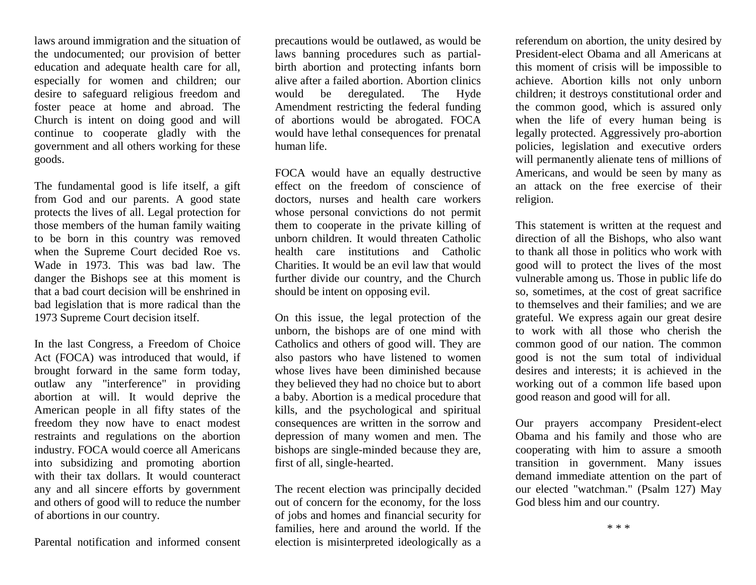laws around immigration and the situation of the undocumented; our provision of better education and adequate health care for all, especially for women and children; our desire to safeguard religious freedom and foster peace at home and abroad. The Church is intent on doing good and will continue to cooperate gladly with the government and all others working for these goods.

The fundamental good is life itself, a gift from God and our parents. A good state protects the lives of all. Legal protection for those members of the human family waiting to be born in this country was removed when the Supreme Court decided Roe vs. Wade in 1973. This was bad law. The danger the Bishops see at this moment is that a bad court decision will be enshrined in bad legislation that is more radical than the 1973 Supreme Court decision itself.

In the last Congress, a Freedom of Choice Act (FOCA) was introduced that would, if brought forward in the same form today, outlaw any "interference" in providing abortion at will. It would deprive the American people in all fifty states of the freedom they now have to enact modest restraints and regulations on the abortion industry. FOCA would coerce all Americans into subsidizing and promoting abortion with their tax dollars. It would counteract any and all sincere efforts by government and others of good will to reduce the number of abortions in our country.

Parental notification and informed consent precautions would be outlawed, as would be laws banning procedures such as partial-birth abortion and protecting infants born alive after a failed abortion. Abortion clinics would be deregulated. The Hyde Amendment restricting the federal funding of abortions would be abrogated. FOCA would have lethal consequences for prenatal human life.

FOCA would have an equally destructive effect on the freedom of conscience of doctors, nurses and health care workers whose personal convictions do not permit them to cooperate in the private killing of unborn children. It would threaten Catholic health care institutions and Catholic Charities. It would be an evil law that would further divide our country, and the Church should be intent on opposing evil.

On this issue, the legal protection of the unborn, the bishops are of one mind with Catholics and others of good will. They are also pastors who have listened to women whose lives have been diminished because they believed they had no choice but to abort a baby. Abortion is a medical procedure that kills, and the psychological and spiritual consequences are written in the sorrow and depression of many women and men. The bishops are single-minded because they are, first of all, single-hearted.

The recent election was principally decided out of concern for the economy, for the loss of jobs and homes and financial security for families, here and around the world. If the election is misinterpreted ideologically as a referendum on abortion, the unity desired by President-elect Obama and all Americans at this moment of crisis will be impossible to achieve. Abortion kills not only unborn children; it destroys constitutional order and the common good, which is assured only when the life of every human being is legally protected. Aggressively pro-abortion policies, legislation and executive orders will permanently alienate tens of millions of Americans, and would be seen by many as an attack on the free exercise of their religion.

This statement is written at the request and direction of all the Bishops, who also want to thank all those in politics who work with good will to protect the lives of the most vulnerable among us. Those in public life do so, sometimes, at the cost of great sacrifice to themselves and their families; and we are grateful. We express again our great desire to work with all those who cherish the common good of our nation. The common good is not the sum total of individual desires and interests; it is achieved in the working out of a common life based upon good reason and good will for all.

Our prayers accompany President-elect Obama and his family and those who are cooperating with him to assure a smooth transition in government. Many issues demand immediate attention on the part of our elected "watchman." (Psalm 127) May God bless him and our country.

\* \* \*